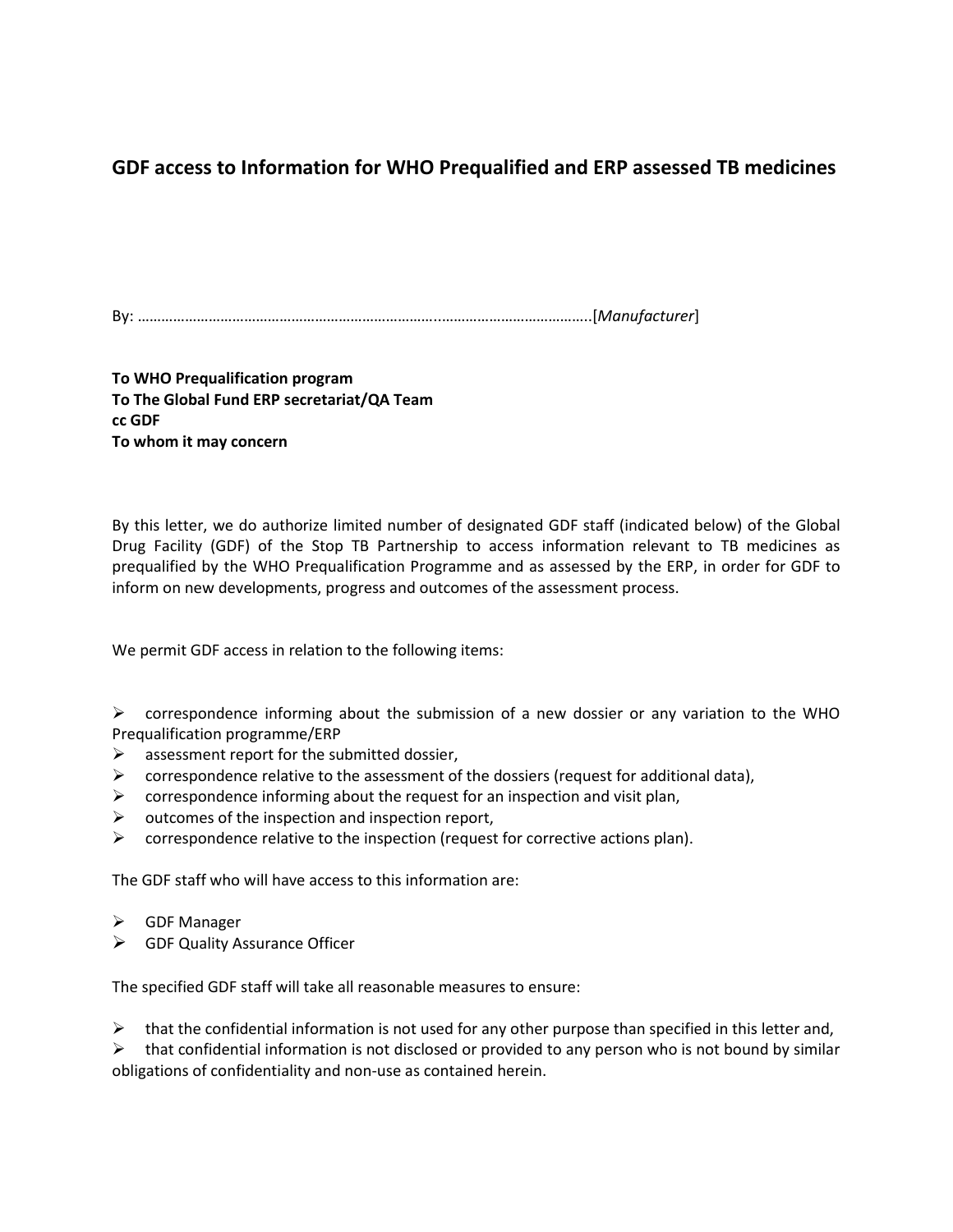# GDF access to Information for WHO Prequalified and ERP assessed TB medicines

By: ……………………………………………………………………..………………………………..[*Manufacturer*]

**To WHO Prequalification program**
**To The Global Fund ERP secretariat/QA Team**
**cc GDF**
**To whom it may concern**

By this letter, we do authorize limited number of designated GDF staff (indicated below) of the Global Drug Facility (GDF) of the Stop TB Partnership to access information relevant to TB medicines as prequalified by the WHO Prequalification Programme and as assessed by the ERP, in order for GDF to inform on new developments, progress and outcomes of the assessment process.

We permit GDF access in relation to the following items:

- correspondence informing about the submission of a new dossier or any variation to the WHO Prequalification programme/ERP
- assessment report for the submitted dossier,
- correspondence relative to the assessment of the dossiers (request for additional data),
- correspondence informing about the request for an inspection and visit plan,
- outcomes of the inspection and inspection report,
- correspondence relative to the inspection (request for corrective actions plan).

The GDF staff who will have access to this information are:

- GDF Manager
- GDF Quality Assurance Officer

The specified GDF staff will take all reasonable measures to ensure:

- that the confidential information is not used for any other purpose than specified in this letter and,
- that confidential information is not disclosed or provided to any person who is not bound by similar obligations of confidentiality and non-use as contained herein.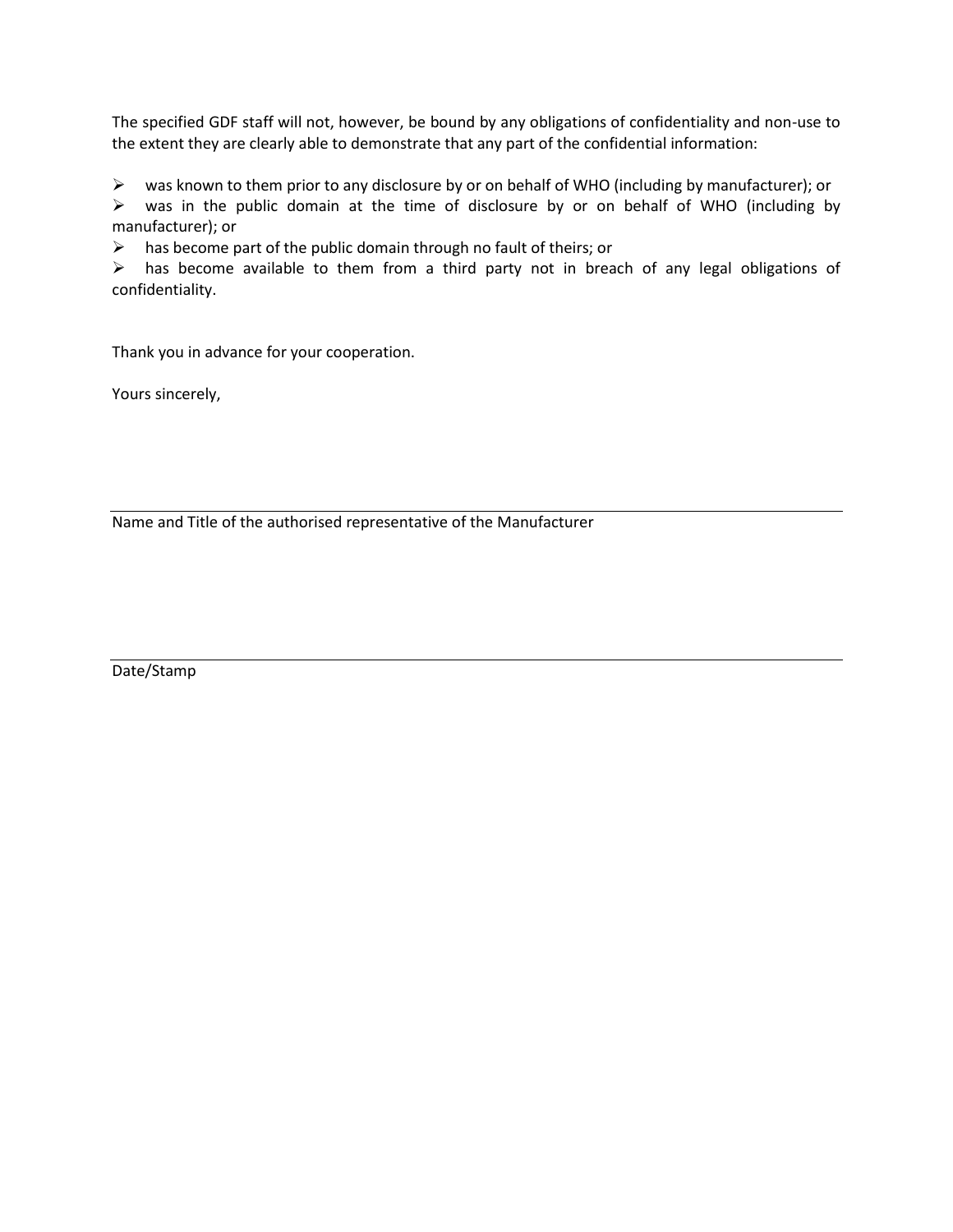The specified GDF staff will not, however, be bound by any obligations of confidentiality and non-use to the extent they are clearly able to demonstrate that any part of the confidential information:

- was known to them prior to any disclosure by or on behalf of WHO (including by manufacturer); or
- was in the public domain at the time of disclosure by or on behalf of WHO (including by manufacturer); or
- has become part of the public domain through no fault of theirs; or
- has become available to them from a third party not in breach of any legal obligations of confidentiality.

Thank you in advance for your cooperation.

Yours sincerely,

\_\_\_\_\_\_\_\_\_\_\_\_\_\_\_\_\_\_\_\_\_\_\_\_\_\_\_\_\_\_\_\_\_\_\_\_\_\_\_\_

Name and Title of the authorised representative of the Manufacturer

\_\_\_\_\_\_\_\_\_\_\_\_\_\_\_\_\_\_\_\_\_\_\_\_\_\_\_\_\_\_\_\_\_\_\_\_\_\_\_\_

Date/Stamp